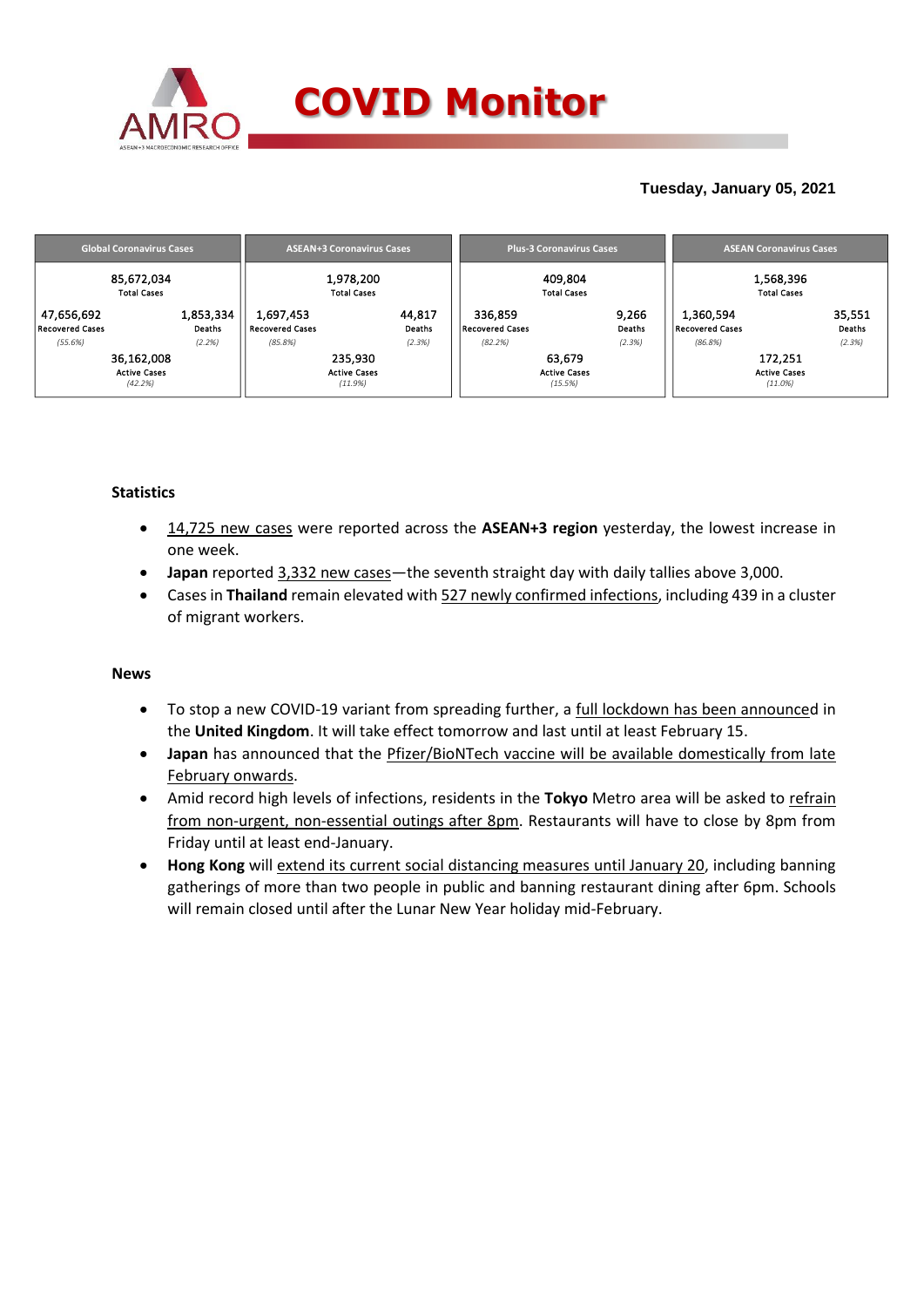# COVID Monitor

**Tuesday, January 05, 2021**

| Global Coronavirus Cases | | ASEAN+3 Coronavirus Cases | | Plus-3 Coronavirus Cases | | ASEAN Coronavirus Cases | |
|---|---|---|---|---|---|---|---|
| 85,672,034 Total Cases | | 1,978,200 Total Cases | | 409,804 Total Cases | | 1,568,396 Total Cases | |
| 47,656,692 Recovered Cases (55.6%) | 1,853,334 Deaths (2.2%) | 1,697,453 Recovered Cases (85.8%) | 44,817 Deaths (2.3%) | 336,859 Recovered Cases (82.2%) | 9,266 Deaths (2.3%) | 1,360,594 Recovered Cases (86.8%) | 35,551 Deaths (2.3%) |
| 36,162,008 Active Cases (42.2%) | | 235,930 Active Cases (11.9%) | | 63,679 Active Cases (15.5%) | | 172,251 Active Cases (11.0%) | |

### Statistics

- 14,725 new cases were reported across the **ASEAN+3 region** yesterday, the lowest increase in one week.
- **Japan** reported 3,332 new cases—the seventh straight day with daily tallies above 3,000.
- Cases in **Thailand** remain elevated with 527 newly confirmed infections, including 439 in a cluster of migrant workers.

### News

- To stop a new COVID-19 variant from spreading further, a full lockdown has been announced in the **United Kingdom**. It will take effect tomorrow and last until at least February 15.
- **Japan** has announced that the Pfizer/BioNTech vaccine will be available domestically from late February onwards.
- Amid record high levels of infections, residents in the **Tokyo** Metro area will be asked to refrain from non-urgent, non-essential outings after 8pm. Restaurants will have to close by 8pm from Friday until at least end-January.
- **Hong Kong** will extend its current social distancing measures until January 20, including banning gatherings of more than two people in public and banning restaurant dining after 6pm. Schools will remain closed until after the Lunar New Year holiday mid-February.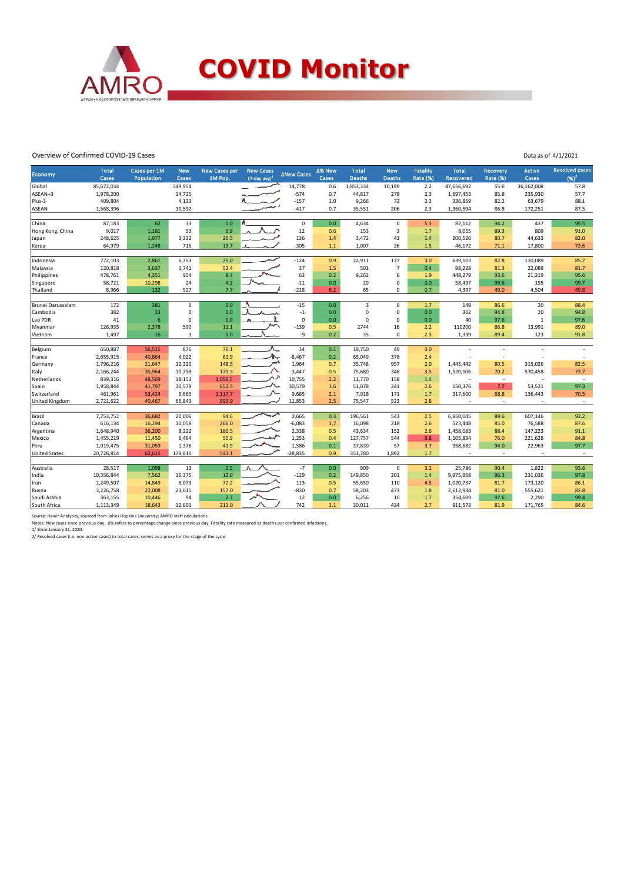# COVID Monitor

Overview of Confirmed COVID-19 Cases

Data as of 4/1/2021

| Economy | Total Cases | Cases per 1M Population | New Cases | New Cases per 1M Pop. | New Cases (7-day avg)[1] | ΔNew Cases | Δ% New Cases | Total Deaths | New Deaths | Fatality Rate (%) | Total Recovered | Recovery Rate (%) | Active Cases | Resolved cases (%)[2] |
|---|---|---|---|---|---|---|---|---|---|---|---|---|---|---|
| Global | 85,672,034 | | 549,954 | | | 14,778 | 0.6 | 1,853,334 | 10,199 | 2.2 | 47,656,692 | 55.6 | 36,162,008 | 57.8 |
| ASEAN+3 | 1,978,200 | | 14,725 | | | -574 | 0.7 | 44,817 | 278 | 2.3 | 1,697,453 | 85.8 | 235,930 | 57.7 |
| Plus-3 | 409,804 | | 4,133 | | | -157 | 1.0 | 9,266 | 72 | 2.3 | 336,859 | 82.2 | 63,679 | 88.1 |
| ASEAN | 1,568,396 | | 10,592 | | | -417 | 0.7 | 35,551 | 206 | 2.3 | 1,360,594 | 86.8 | 172,251 | 87.5 |
| | | | | | | | | | | | | | | |
| China | 87,183 | 62 | 33 | 0.0 | | 0 | 0.0 | 4,634 | 0 | 5.3 | 82,112 | 94.2 | 437 | 99.5 |
| Hong Kong, China | 9,017 | 1,181 | 53 | 6.9 | | 12 | 0.6 | 153 | 3 | 1.7 | 8,055 | 89.3 | 809 | 91.0 |
| Japan | 248,625 | 1,977 | 3,332 | 26.5 | | 136 | 1.4 | 3,472 | 43 | 1.4 | 200,520 | 80.7 | 44,633 | 82.0 |
| Korea | 64,979 | 1,248 | 715 | 13.7 | | -305 | 1.1 | 1,007 | 26 | 1.5 | 46,172 | 71.1 | 17,800 | 72.6 |
| | | | | | | | | | | | | | | |
| Indonesia | 772,103 | 2,861 | 6,753 | 25.0 | | -124 | 0.9 | 22,911 | 177 | 3.0 | 639,103 | 82.8 | 110,089 | 85.7 |
| Malaysia | 120,818 | 3,637 | 1,741 | 52.4 | | 37 | 1.5 | 501 | 7 | 0.4 | 98,228 | 81.3 | 22,089 | 81.7 |
| Philippines | 478,761 | 4,351 | 954 | 8.7 | | 63 | 0.2 | 9,263 | 6 | 1.9 | 448,279 | 93.6 | 21,219 | 95.6 |
| Singapore | 58,721 | 10,298 | 24 | 4.2 | | -11 | 0.0 | 29 | 0 | 0.0 | 58,497 | 99.6 | 195 | 99.7 |
| Thailand | 8,966 | 132 | 527 | 7.7 | | -218 | 6.2 | 65 | 0 | 0.7 | 4,397 | 49.0 | 4,504 | 49.8 |
| | | | | | | | | | | | | | | |
| Brunei Darussalam | 172 | 381 | 0 | 0.0 | | -15 | 0.0 | 3 | 0 | 1.7 | 149 | 86.6 | 20 | 88.4 |
| Cambodia | 382 | 23 | 0 | 0.0 | | -1 | 0.0 | 0 | 0 | 0.0 | 362 | 94.8 | 20 | 94.8 |
| Lao PDR | 41 | 6 | 0 | 0.0 | | 0 | 0.0 | 0 | 0 | 0.0 | 40 | 97.6 | 1 | 97.6 |
| Myanmar | 126,935 | 2,378 | 590 | 11.1 | | -139 | 0.5 | 2744 | 16 | 2.2 | 110200 | 86.8 | 13,991 | 89.0 |
| Vietnam | 1,497 | 16 | 3 | 0.0 | | -9 | 0.2 | 35 | 0 | 2.3 | 1,339 | 89.4 | 123 | 91.8 |
| | | | | | | | | | | | | | | |
| Belgium | 650,887 | 56,515 | 876 | 76.1 | | 34 | 0.1 | 19,750 | 49 | 3.0 | - | - | - | - |
| France | 2,655,915 | 40,864 | 4,022 | 61.9 | | -8,467 | 0.2 | 65,049 | 378 | 2.4 | - | - | - | - |
| Germany | 1,796,216 | 21,647 | 12,320 | 148.5 | | 1,964 | 0.7 | 35,748 | 957 | 2.0 | 1,445,442 | 80.5 | 315,026 | 82.5 |
| Italy | 2,166,244 | 35,964 | 10,798 | 179.3 | | -3,447 | 0.5 | 75,680 | 348 | 3.5 | 1,520,106 | 70.2 | 570,458 | 73.7 |
| Netherlands | 839,316 | 48,569 | 18,153 | 1,050.5 | | 10,755 | 2.2 | 11,770 | 158 | 1.4 | - | - | - | - |
| Spain | 1,958,844 | 41,797 | 30,579 | 652.5 | | 30,579 | 1.6 | 51,078 | 241 | 2.6 | 150,376 | 7.7 | 53,521 | 97.3 |
| Switzerland | 461,961 | 53,424 | 9,665 | 1,117.7 | | 9,665 | 2.1 | 7,918 | 171 | 1.7 | 317,600 | 68.8 | 136,443 | 70.5 |
| United Kingdom | 2,721,622 | 40,467 | 66,843 | 993.9 | | 11,853 | 2.5 | 75,547 | 523 | 2.8 | - | - | - | - |
| | | | | | | | | | | | | | | |
| Brazil | 7,753,752 | 36,682 | 20,006 | 94.6 | | 2,665 | 0.3 | 196,561 | 543 | 2.5 | 6,950,045 | 89.6 | 607,146 | 92.2 |
| Canada | 616,134 | 16,294 | 10,058 | 266.0 | | -6,083 | 1.7 | 16,098 | 218 | 2.6 | 523,448 | 85.0 | 76,588 | 87.6 |
| Argentina | 1,648,940 | 36,200 | 8,222 | 180.5 | | 2,338 | 0.5 | 43,634 | 152 | 2.6 | 1,458,083 | 88.4 | 147,223 | 91.1 |
| Mexico | 1,455,219 | 11,450 | 6,464 | 50.9 | | 1,253 | 0.4 | 127,757 | 544 | 8.8 | 1,105,834 | 76.0 | 221,628 | 84.8 |
| Peru | 1,019,475 | 31,059 | 1,376 | 41.9 | | -1,586 | 0.1 | 37,830 | 57 | 3.7 | 958,682 | 94.0 | 22,963 | 97.7 |
| United States | 20,728,814 | 62,615 | 179,810 | 543.1 | | -28,835 | 0.9 | 351,780 | 1,892 | 1.7 | - | - | - | - |
| | | | | | | | | | | | | | | |
| Australia | 28,517 | 1,098 | 13 | 0.5 | | -7 | 0.0 | 909 | 0 | 3.2 | 25,786 | 90.4 | 1,822 | 93.6 |
| India | 10,356,844 | 7,562 | 16,375 | 12.0 | | -129 | 0.2 | 149,850 | 201 | 1.4 | 9,975,958 | 96.3 | 231,036 | 97.8 |
| Iran | 1,249,507 | 14,849 | 6,073 | 72.2 | | 113 | 0.5 | 55,650 | 110 | 4.5 | 1,020,737 | 81.7 | 173,120 | 86.1 |
| Russia | 3,226,758 | 22,008 | 23,015 | 157.0 | | -830 | 0.7 | 58,203 | 473 | 1.8 | 2,612,934 | 81.0 | 555,621 | 82.8 |
| Saudi Arabia | 363,155 | 10,446 | 94 | 2.7 | | 12 | 0.0 | 6,256 | 10 | 1.7 | 354,609 | 97.6 | 2,290 | 99.4 |
| South Africa | 1,113,349 | 18,643 | 12,601 | 211.0 | | 742 | 1.1 | 30,011 | 434 | 2.7 | 911,573 | 81.9 | 171,765 | 84.6 |

Source: Haver Analytics, sourced from Johns Hopkins University; AMRO staff calculations.

Notes: New cases since previous day. Δ% refers to percentage change since previous day. Fatality rate measured as deaths per confirmed infections.

1/ Since January 31, 2020.

2/ Resolved cases (i.e. non-active cases) to total cases; serves as a proxy for the stage of the cycle.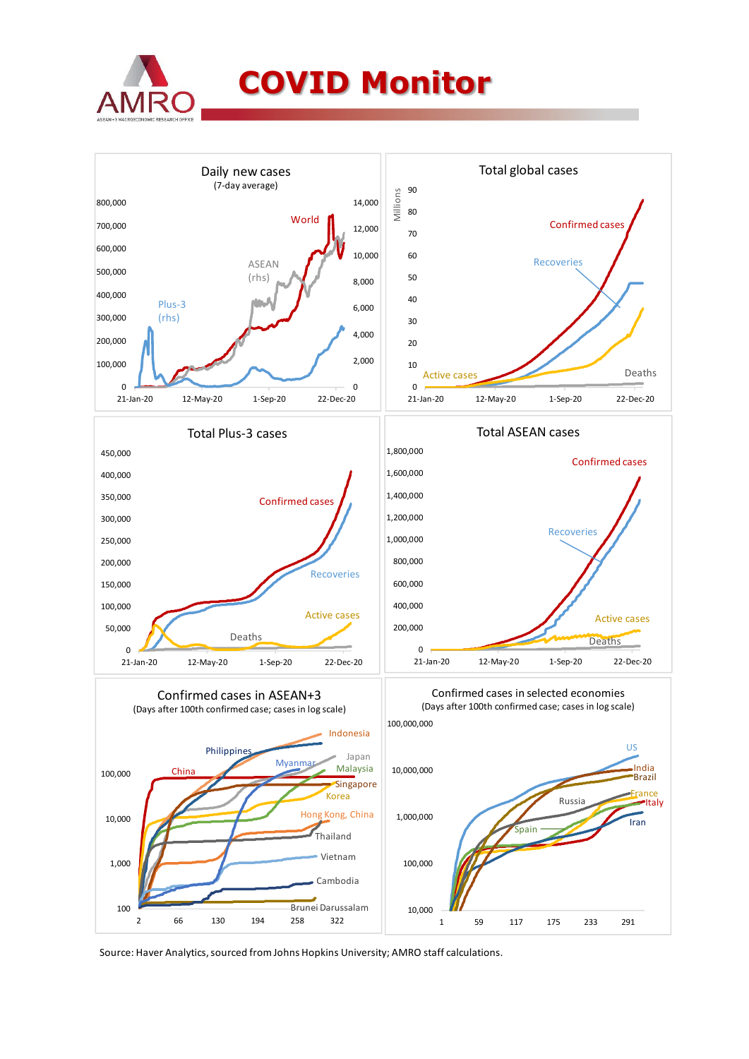# COVID Monitor

AMRO
ASEAN+3 MACROECONOMIC RESEARCH OFFICE

Daily new cases
(7-day average)

800,000
700,000
600,000
500,000
400,000
300,000
200,000
100,000
0

14,000
12,000
10,000
8,000
6,000
4,000
2,000
0

World
ASEAN (rhs)
Plus-3 (rhs)

21-Jan-20 12-May-20 1-Sep-20 22-Dec-20

Total global cases

Millions
90
80
70
60
50
40
30
20
10
0

Confirmed cases
Recoveries
Active cases
Deaths

21-Jan-20 12-May-20 1-Sep-20 22-Dec-20

Total Plus-3 cases

450,000
400,000
350,000
300,000
250,000
200,000
150,000
100,000
50,000
0

Confirmed cases
Recoveries
Active cases
Deaths

21-Jan-20 12-May-20 1-Sep-20 22-Dec-20

Total ASEAN cases

1,800,000
1,600,000
1,400,000
1,200,000
1,000,000
800,000
600,000
400,000
200,000
0

Confirmed cases
Recoveries
Active cases
Deaths

21-Jan-20 12-May-20 1-Sep-20 22-Dec-20

Confirmed cases in ASEAN+3
(Days after 100th confirmed case; cases in log scale)

100,000
10,000
1,000
100

Indonesia
Philippines
Japan
Myanmar
Malaysia
China
Singapore
Korea
Hong Kong, China
Thailand
Vietnam
Cambodia
Brunei Darussalam

2 66 130 194 258 322

Confirmed cases in selected economies
(Days after 100th confirmed case; cases in log scale)

100,000,000
10,000,000
1,000,000
100,000
10,000

US
India
Brazil
France
Italy
Russia
Iran
Spain

1 59 117 175 233 291

Source: Haver Analytics, sourced from Johns Hopkins University; AMRO staff calculations.